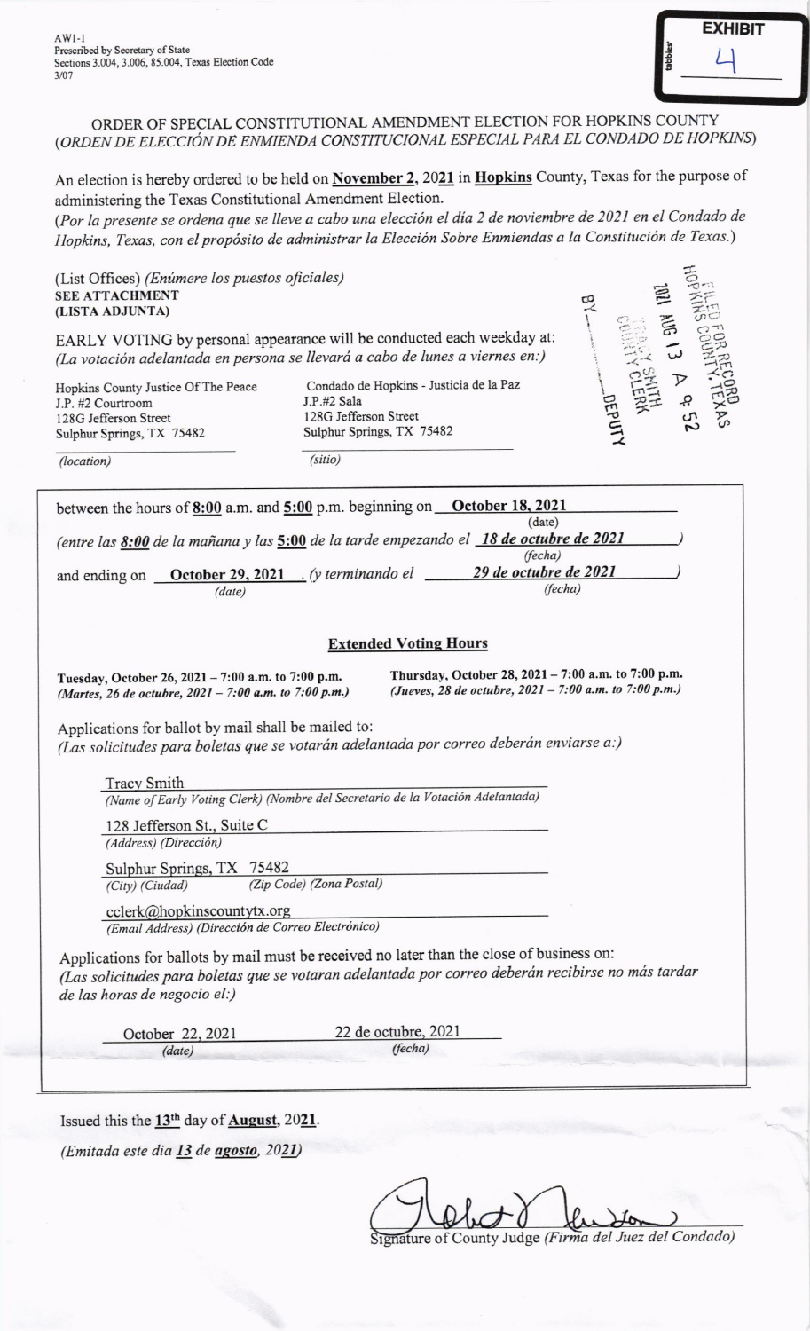AW1-1
Prescribed by Secretary of State
Sections 3.004, 3.006, 85.004, Texas Election Code
3/07

EXHIBIT
4

# ORDER OF SPECIAL CONSTITUTIONAL AMENDMENT ELECTION FOR HOPKINS COUNTY
*(ORDEN DE ELECCIÓN DE ENMIENDA CONSTITUCIONAL ESPECIAL PARA EL CONDADO DE HOPKINS)*

An election is hereby ordered to be held on **November 2**, 20**21** in **Hopkins** County, Texas for the purpose of administering the Texas Constitutional Amendment Election.
*(Por la presente se ordena que se lleve a cabo una elección el día 2 de noviembre de 2021 en el Condado de Hopkins, Texas, con el propósito de administrar la Elección Sobre Enmiendas a la Constitución de Texas.)*

(List Offices) *(Enúmere los puestos oficiales)*
**SEE ATTACHMENT**
**(LISTA ADJUNTA)**

FILED FOR RECORD
HOPKINS COUNTY, TEXAS
2021 AUG 13 A 9:52
TRACY SMITH
COUNTY CLERK
BY ______ DEPUTY

EARLY VOTING by personal appearance will be conducted each weekday at:
*(La votación adelantada en persona se llevará a cabo de lunes a viernes en:)*

| | |
|---|---|
| Hopkins County Justice Of The Peace<br>J.P. #2 Courtroom<br>128G Jefferson Street<br>Sulphur Springs, TX 75482 | Condado de Hopkins - Justicia de la Paz<br>J.P.#2 Sala<br>128G Jefferson Street<br>Sulphur Springs, TX 75482 |
| *(location)* | *(sitio)* |

between the hours of **8:00** a.m. and **5:00** p.m. beginning on **October 18, 2021** (date)
*(entre las **8:00** de la mañana y las **5:00** de la tarde empezando el **18 de octubre de 2021** (fecha))*
and ending on **October 29, 2021** (date). *(y terminando el **29 de octubre de 2021** (fecha))*

### Extended Voting Hours

**Tuesday, October 26, 2021 – 7:00 a.m. to 7:00 p.m.**
***(Martes, 26 de octubre, 2021 – 7:00 a.m. to 7:00 p.m.)***

**Thursday, October 28, 2021 – 7:00 a.m. to 7:00 p.m.**
***(Jueves, 28 de octubre, 2021 – 7:00 a.m. to 7:00 p.m.)***

Applications for ballot by mail shall be mailed to:
*(Las solicitudes para boletas que se votarán adelantada por correo deberán enviarse a:)*

Tracy Smith
*(Name of Early Voting Clerk) (Nombre del Secretario de la Votación Adelantada)*

128 Jefferson St., Suite C
*(Address) (Dirección)*

Sulphur Springs, TX 75482
*(City) (Ciudad)* *(Zip Code) (Zona Postal)*

cclerk@hopkinscountytx.org
*(Email Address) (Dirección de Correo Electrónico)*

Applications for ballots by mail must be received no later than the close of business on:
*(Las solicitudes para boletas que se votaran adelantada por correo deberán recibirse no más tardar de las horas de negocio el:)*

October 22, 2021 *(date)* 22 de octubre, 2021 *(fecha)*

Issued this the **13th** day of **August**, 20**21**.
*(Emitada este dia **13** de **agosto**, 20**21**)*

Signature of County Judge *(Firma del Juez del Condado)*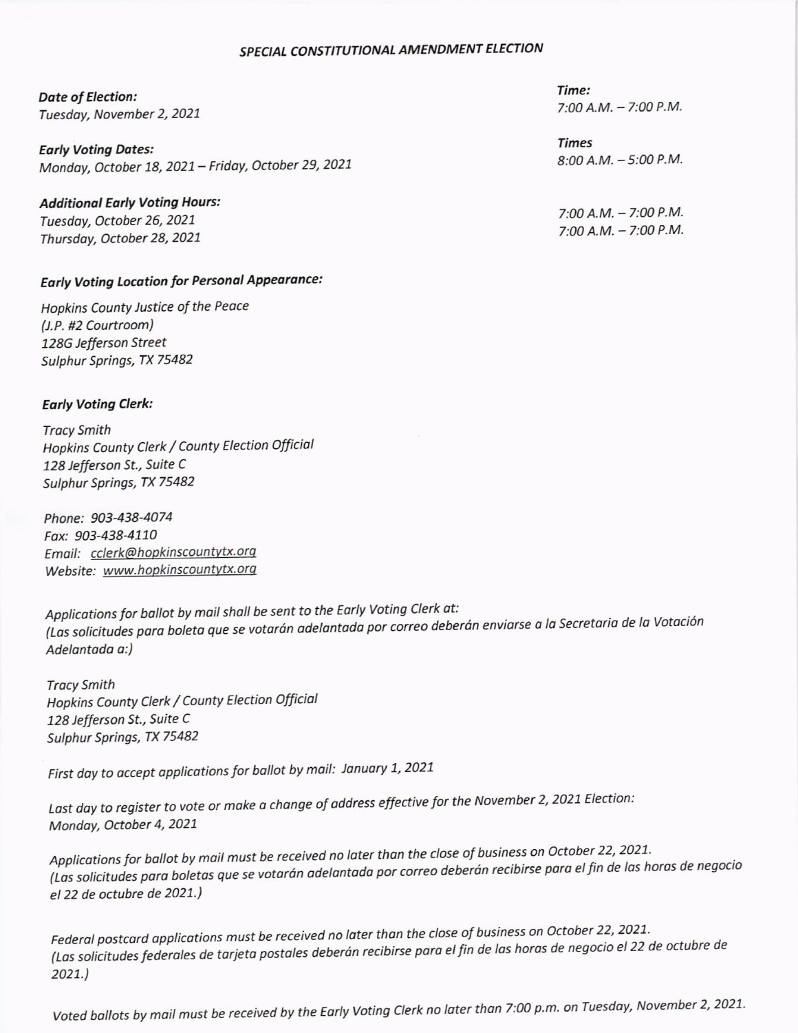## *SPECIAL CONSTITUTIONAL AMENDMENT ELECTION*

***Date of Election:***
*Tuesday, November 2, 2021*

***Time:***
*7:00 A.M. – 7:00 P.M.*

***Early Voting Dates:***
*Monday, October 18, 2021 – Friday, October 29, 2021*

***Times***
*8:00 A.M. – 5:00 P.M.*

***Additional Early Voting Hours:***
*Tuesday, October 26, 2021* — *7:00 A.M. – 7:00 P.M.*
*Thursday, October 28, 2021* — *7:00 A.M. – 7:00 P.M.*

***Early Voting Location for Personal Appearance:***

*Hopkins County Justice of the Peace*
*(J.P. #2 Courtroom)*
*128G Jefferson Street*
*Sulphur Springs, TX 75482*

***Early Voting Clerk:***

*Tracy Smith*
*Hopkins County Clerk / County Election Official*
*128 Jefferson St., Suite C*
*Sulphur Springs, TX 75482*

*Phone: 903-438-4074*
*Fax: 903-438-4110*
*Email: cclerk@hopkinscountytx.org*
*Website: www.hopkinscountytx.org*

*Applications for ballot by mail shall be sent to the Early Voting Clerk at:*
*(Las solicitudes para boleta que se votarán adelantada por correo deberán enviarse a la Secretaria de la Votación Adelantada a:)*

*Tracy Smith*
*Hopkins County Clerk / County Election Official*
*128 Jefferson St., Suite C*
*Sulphur Springs, TX 75482*

*First day to accept applications for ballot by mail: January 1, 2021*

*Last day to register to vote or make a change of address effective for the November 2, 2021 Election:*
*Monday, October 4, 2021*

*Applications for ballot by mail must be received no later than the close of business on October 22, 2021.*
*(Las solicitudes para boletas que se votarán adelantada por correo deberán recibirse para el fin de las horas de negocio el 22 de octubre de 2021.)*

*Federal postcard applications must be received no later than the close of business on October 22, 2021.*
*(Las solicitudes federales de tarjeta postales deberán recibirse para el fin de las horas de negocio el 22 de octubre de 2021.)*

*Voted ballots by mail must be received by the Early Voting Clerk no later than 7:00 p.m. on Tuesday, November 2, 2021.*